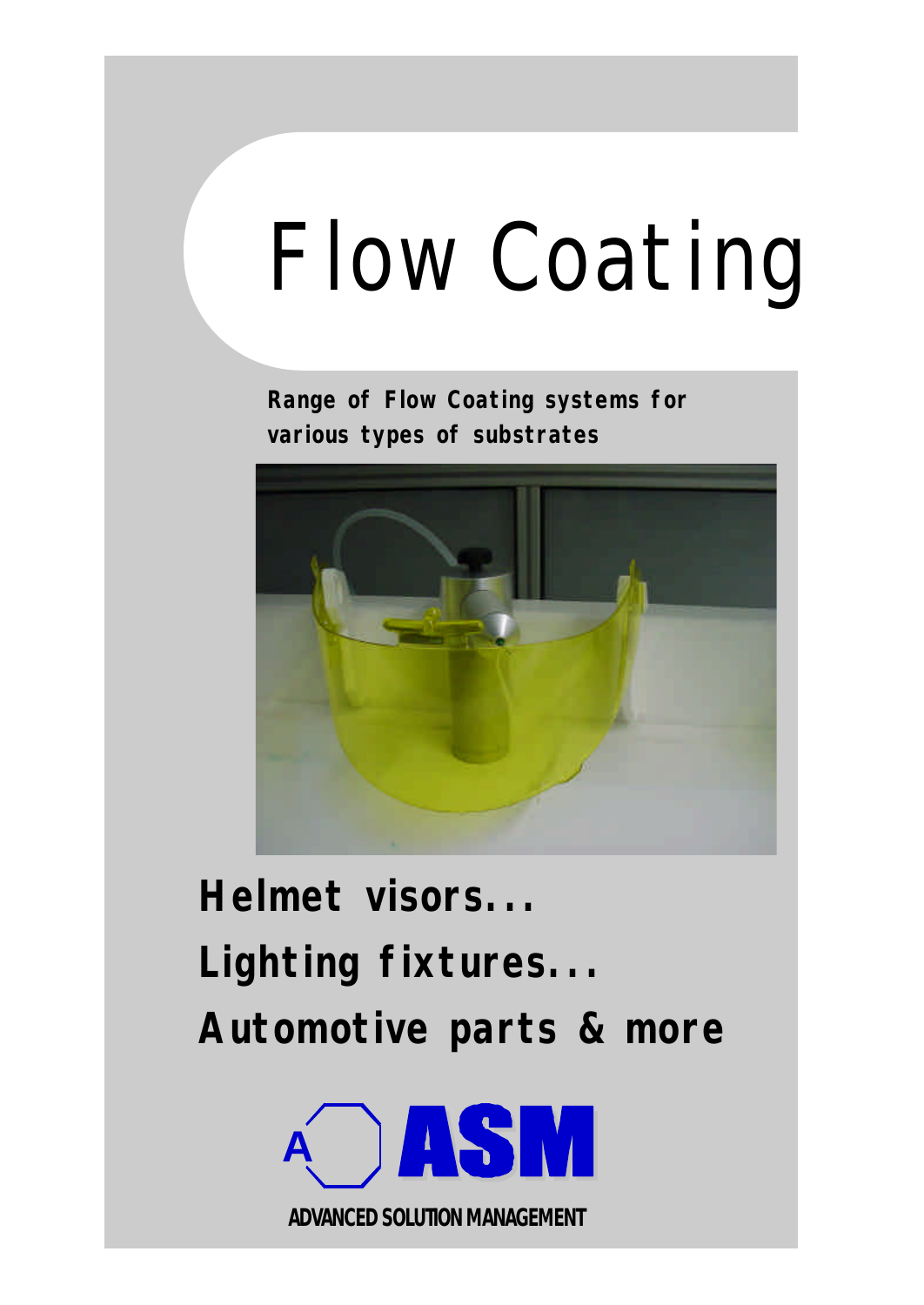# Flow Coating

**Range of Flow Coating systems for various types of substrates**

## Helmet visors...

## Lighting fixtures...

## Automotive parts & more

**ASM**

**ADVANCED SOLUTION MANAGEMENT**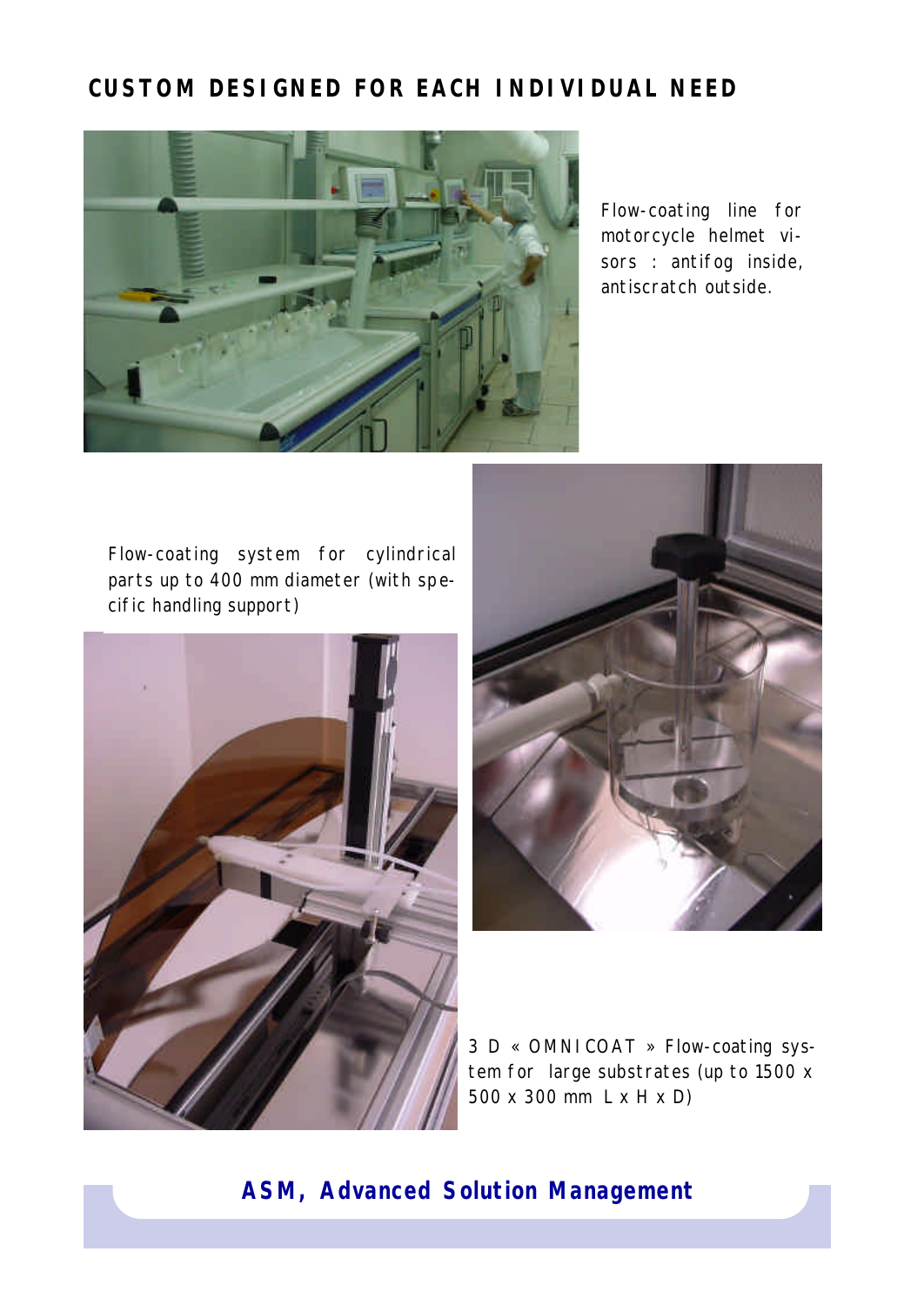## CUSTOM DESIGNED FOR EACH INDIVIDUAL NEED

Flow-coating line for motorcycle helmet visors : antifog inside, antiscratch outside.

Flow-coating system for cylindrical parts up to 400 mm diameter (with specific handling support)

3 D « OMNICOAT » Flow-coating system for large substrates (up to 1500 x 500 x 300 mm L x H x D)

**ASM, Advanced Solution Management**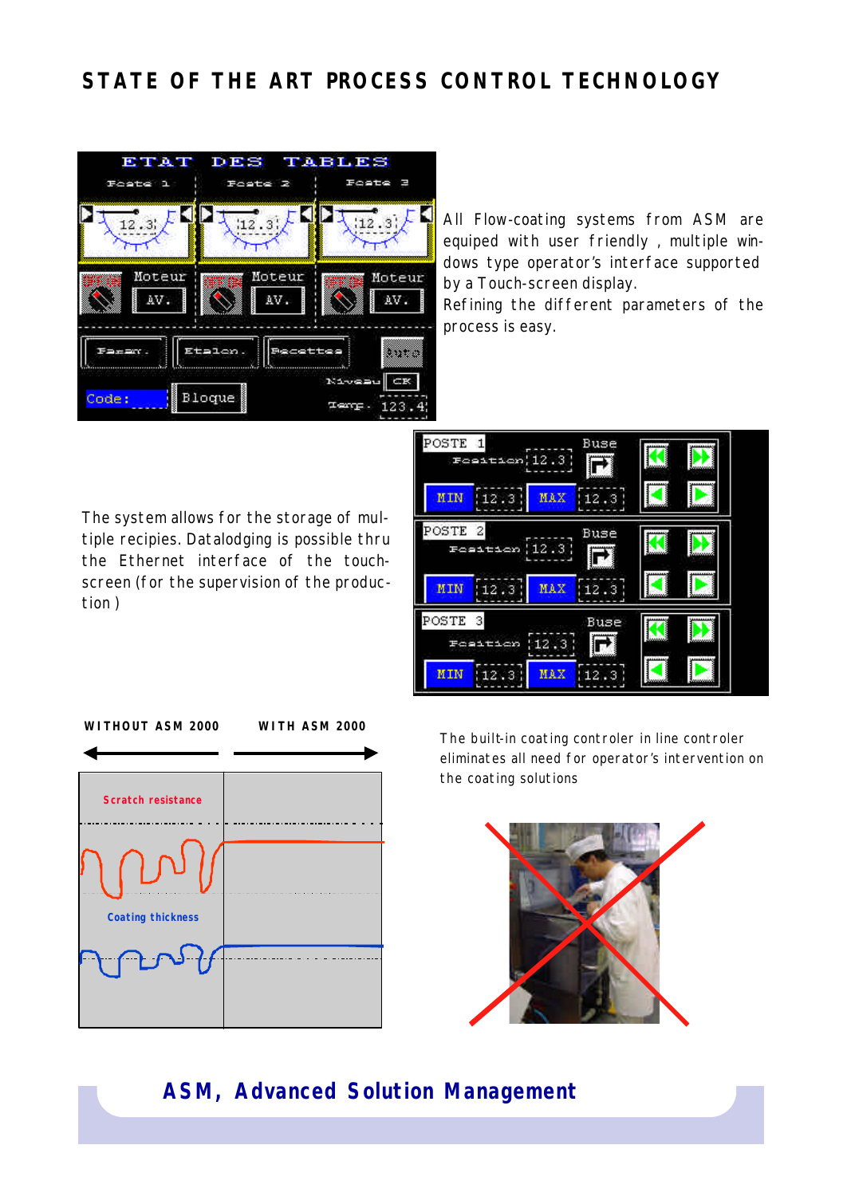# STATE OF THE ART PROCESS CONTROL TECHNOLOGY

All Flow-coating systems from ASM are equiped with user friendly , multiple windows type operator's interface supported by a Touch-screen display.
Refining the different parameters of the process is easy.

The system allows for the storage of multiple recipies. Datalodging is possible thru the Ethernet interface of the touch-screen (for the supervision of the production )

WITHOUT ASM 2000 WITH ASM 2000

Scratch resistance

Coating thickness

The built-in coating controler in line controler eliminates all need for operator's intervention on the coating solutions

## ASM, Advanced Solution Management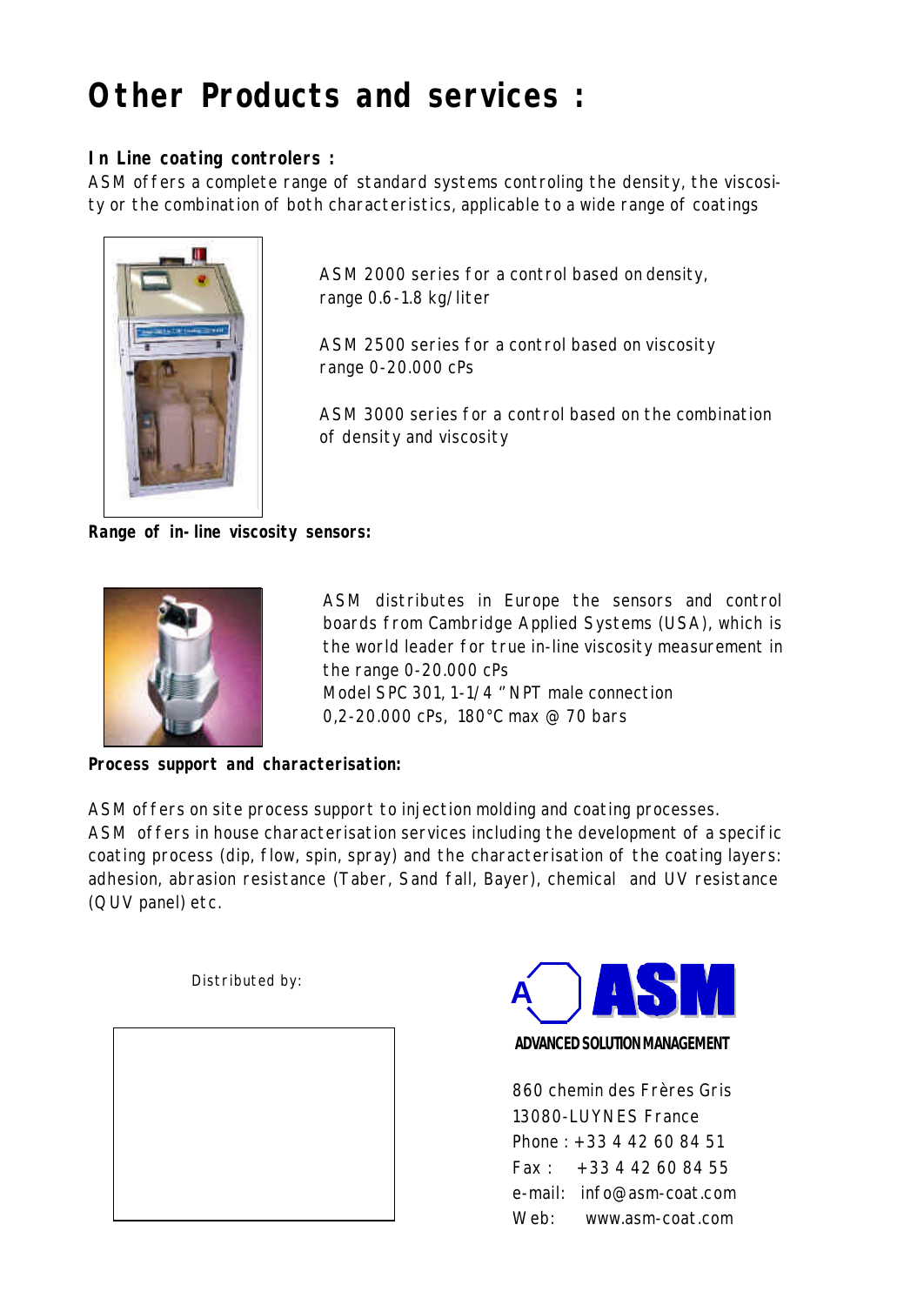# Other Products and services :

**In Line coating controlers :**

ASM offers a complete range of standard systems controling the density, the viscosity or the combination of both characteristics, applicable to a wide range of coatings

ASM 2000 series for a control based on density, range 0.6-1.8 kg/liter

ASM 2500 series for a control based on viscosity range 0-20.000 cPs

ASM 3000 series for a control based on the combination of density and viscosity

**Range of in-line viscosity sensors:**

ASM distributes in Europe the sensors and control boards from Cambridge Applied Systems (USA), which is the world leader for true in-line viscosity measurement in the range 0-20.000 cPs

Model SPC 301, 1-1/4 " NPT male connection

0,2-20.000 cPs, 180°C max @ 70 bars

**Process support and characterisation:**

ASM offers on site process support to injection molding and coating processes.

ASM offers in house characterisation services including the development of a specific coating process (dip, flow, spin, spray) and the characterisation of the coating layers: adhesion, abrasion resistance (Taber, Sand fall, Bayer), chemical and UV resistance (QUV panel) etc.

Distributed by:

ASM

ADVANCED SOLUTION MANAGEMENT

860 chemin des Frères Gris
13080-LUYNES France
Phone : +33 4 42 60 84 51
Fax : +33 4 42 60 84 55
e-mail: info@asm-coat.com
Web: www.asm-coat.com